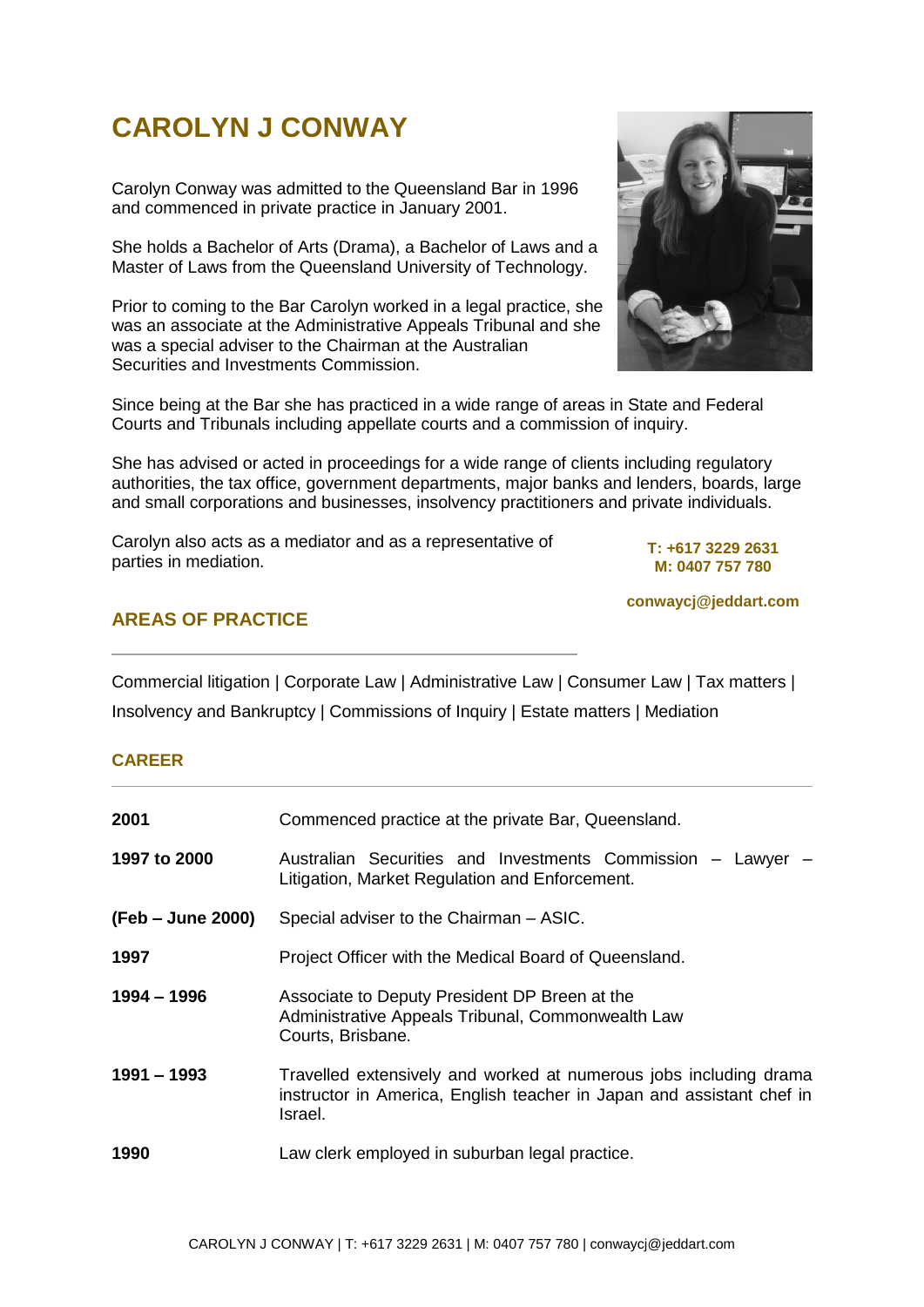# CAROLYN J CONWAY

Carolyn Conway was admitted to the Queensland Bar in 1996 and commenced in private practice in January 2001.

She holds a Bachelor of Arts (Drama), a Bachelor of Laws and a Master of Laws from the Queensland University of Technology.

Prior to coming to the Bar Carolyn worked in a legal practice, she was an associate at the Administrative Appeals Tribunal and she was a special adviser to the Chairman at the Australian Securities and Investments Commission.

Since being at the Bar she has practiced in a wide range of areas in State and Federal Courts and Tribunals including appellate courts and a commission of inquiry.

She has advised or acted in proceedings for a wide range of clients including regulatory authorities, the tax office, government departments, major banks and lenders, boards, large and small corporations and businesses, insolvency practitioners and private individuals.

Carolyn also acts as a mediator and as a representative of parties in mediation.

**T: +617 3229 2631**
**M: 0407 757 780**

**conwaycj@jeddart.com**

## AREAS OF PRACTICE

Commercial litigation | Corporate Law | Administrative Law | Consumer Law | Tax matters | Insolvency and Bankruptcy | Commissions of Inquiry | Estate matters | Mediation

## CAREER

| | |
|---|---|
| **2001** | Commenced practice at the private Bar, Queensland. |
| **1997 to 2000** | Australian Securities and Investments Commission – Lawyer – Litigation, Market Regulation and Enforcement. |
| **(Feb – June 2000)** | Special adviser to the Chairman – ASIC. |
| **1997** | Project Officer with the Medical Board of Queensland. |
| **1994 – 1996** | Associate to Deputy President DP Breen at the Administrative Appeals Tribunal, Commonwealth Law Courts, Brisbane. |
| **1991 – 1993** | Travelled extensively and worked at numerous jobs including drama instructor in America, English teacher in Japan and assistant chef in Israel. |
| **1990** | Law clerk employed in suburban legal practice. |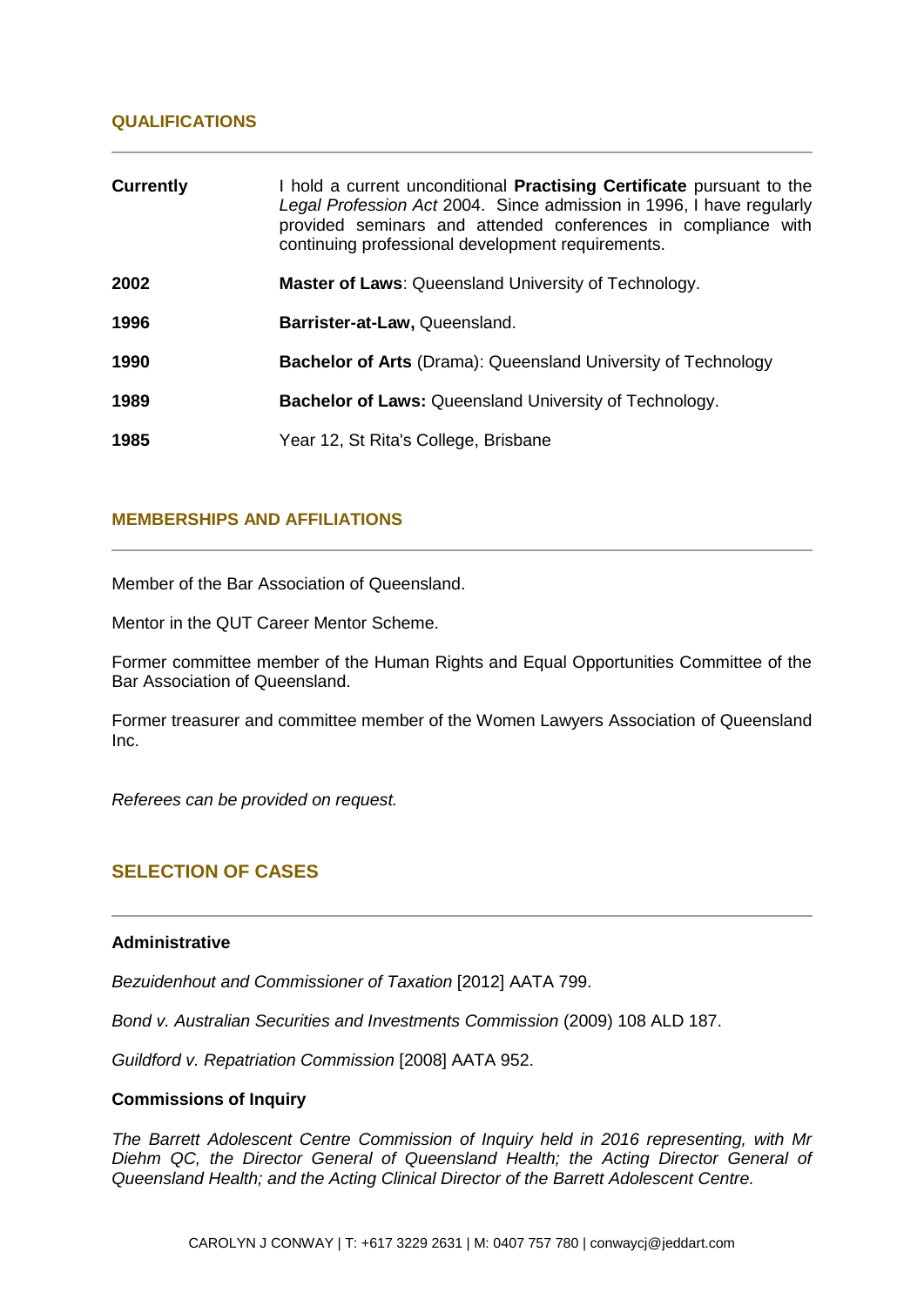## QUALIFICATIONS

| | |
|---|---|
| **Currently** | I hold a current unconditional **Practising Certificate** pursuant to the *Legal Profession Act* 2004. Since admission in 1996, I have regularly provided seminars and attended conferences in compliance with continuing professional development requirements. |
| **2002** | **Master of Laws**: Queensland University of Technology. |
| **1996** | **Barrister-at-Law,** Queensland. |
| **1990** | **Bachelor of Arts** (Drama): Queensland University of Technology |
| **1989** | **Bachelor of Laws:** Queensland University of Technology. |
| **1985** | Year 12, St Rita's College, Brisbane |

## MEMBERSHIPS AND AFFILIATIONS

Member of the Bar Association of Queensland.

Mentor in the QUT Career Mentor Scheme.

Former committee member of the Human Rights and Equal Opportunities Committee of the Bar Association of Queensland.

Former treasurer and committee member of the Women Lawyers Association of Queensland Inc.

*Referees can be provided on request.*

## SELECTION OF CASES

### Administrative

*Bezuidenhout and Commissioner of Taxation* [2012] AATA 799.

*Bond v. Australian Securities and Investments Commission* (2009) 108 ALD 187.

*Guildford v. Repatriation Commission* [2008] AATA 952.

### Commissions of Inquiry

*The Barrett Adolescent Centre Commission of Inquiry held in 2016 representing, with Mr Diehm QC, the Director General of Queensland Health; the Acting Director General of Queensland Health; and the Acting Clinical Director of the Barrett Adolescent Centre.*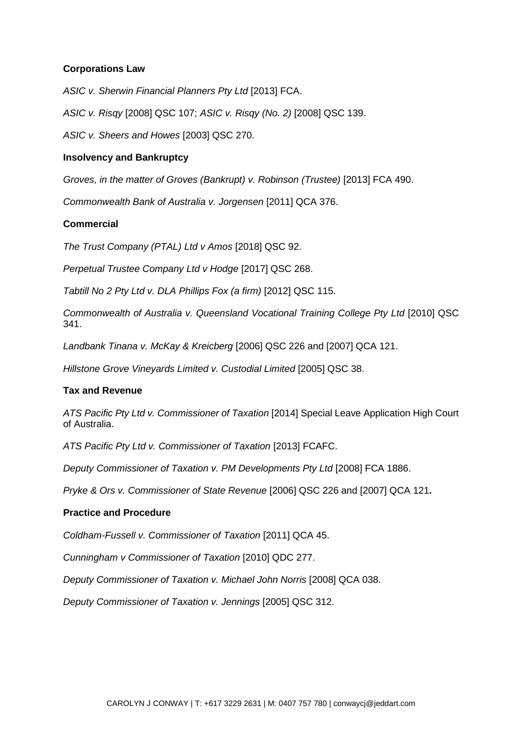**Corporations Law**

*ASIC v. Sherwin Financial Planners Pty Ltd* [2013] FCA.

*ASIC v. Risqy* [2008] QSC 107; *ASIC v. Risqy (No. 2)* [2008] QSC 139.

*ASIC v. Sheers and Howes* [2003] QSC 270.

**Insolvency and Bankruptcy**

*Groves, in the matter of Groves (Bankrupt) v. Robinson (Trustee)* [2013] FCA 490.

*Commonwealth Bank of Australia v. Jorgensen* [2011] QCA 376.

**Commercial**

*The Trust Company (PTAL) Ltd v Amos* [2018] QSC 92.

*Perpetual Trustee Company Ltd v Hodge* [2017] QSC 268.

*Tabtill No 2 Pty Ltd v. DLA Phillips Fox (a firm)* [2012] QSC 115.

*Commonwealth of Australia v. Queensland Vocational Training College Pty Ltd* [2010] QSC 341.

*Landbank Tinana v. McKay & Kreicberg* [2006] QSC 226 and [2007] QCA 121.

*Hillstone Grove Vineyards Limited v. Custodial Limited* [2005] QSC 38.

**Tax and Revenue**

*ATS Pacific Pty Ltd v. Commissioner of Taxation* [2014] Special Leave Application High Court of Australia.

*ATS Pacific Pty Ltd v. Commissioner of Taxation* [2013] FCAFC.

*Deputy Commissioner of Taxation v. PM Developments Pty Ltd* [2008] FCA 1886.

*Pryke & Ors v. Commissioner of State Revenue* [2006] QSC 226 and [2007] QCA 121.

**Practice and Procedure**

*Coldham-Fussell v. Commissioner of Taxation* [2011] QCA 45.

*Cunningham v Commissioner of Taxation* [2010] QDC 277.

*Deputy Commissioner of Taxation v. Michael John Norris* [2008] QCA 038.

*Deputy Commissioner of Taxation v. Jennings* [2005] QSC 312.